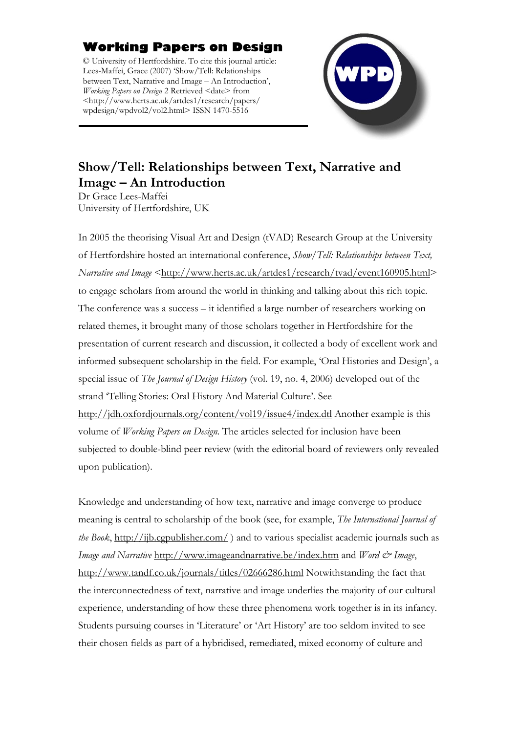**Working Papers on Design**

© University of Hertfordshire. To cite this journal article: Lees-Maffei, Grace (2007) 'Show/Tell: Relationships between Text, Narrative and Image – An Introduction', *Working Papers on Design* 2 Retrieved <date> from <http://www.herts.ac.uk/artdes1/research/papers/wpdesign/wpdvol2/vol2.html> ISSN 1470-5516

# Show/Tell: Relationships between Text, Narrative and Image – An Introduction

Dr Grace Lees-Maffei
University of Hertfordshire, UK

In 2005 the theorising Visual Art and Design (tVAD) Research Group at the University of Hertfordshire hosted an international conference, *Show/Tell: Relationships between Text, Narrative and Image* <http://www.herts.ac.uk/artdes1/research/tvad/event160905.html> to engage scholars from around the world in thinking and talking about this rich topic. The conference was a success – it identified a large number of researchers working on related themes, it brought many of those scholars together in Hertfordshire for the presentation of current research and discussion, it collected a body of excellent work and informed subsequent scholarship in the field. For example, 'Oral Histories and Design', a special issue of *The Journal of Design History* (vol. 19, no. 4, 2006) developed out of the strand 'Telling Stories: Oral History And Material Culture'. See http://jdh.oxfordjournals.org/content/vol19/issue4/index.dtl Another example is this volume of *Working Papers on Design*. The articles selected for inclusion have been subjected to double-blind peer review (with the editorial board of reviewers only revealed upon publication).

Knowledge and understanding of how text, narrative and image converge to produce meaning is central to scholarship of the book (see, for example, *The International Journal of the Book*, http://ijb.cgpublisher.com/ ) and to various specialist academic journals such as *Image and Narrative* http://www.imageandnarrative.be/index.htm and *Word & Image*, http://www.tandf.co.uk/journals/titles/02666286.html Notwithstanding the fact that the interconnectedness of text, narrative and image underlies the majority of our cultural experience, understanding of how these three phenomena work together is in its infancy. Students pursuing courses in 'Literature' or 'Art History' are too seldom invited to see their chosen fields as part of a hybridised, remediated, mixed economy of culture and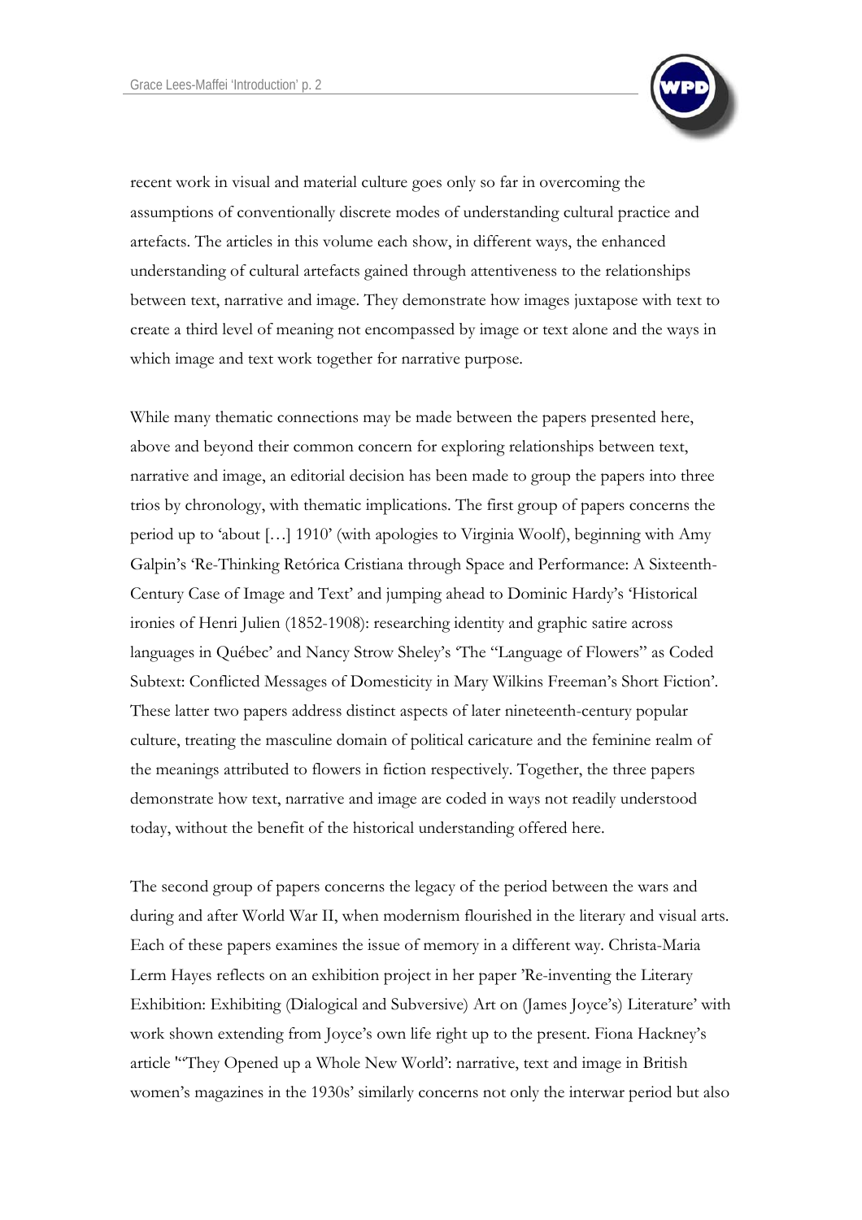recent work in visual and material culture goes only so far in overcoming the assumptions of conventionally discrete modes of understanding cultural practice and artefacts. The articles in this volume each show, in different ways, the enhanced understanding of cultural artefacts gained through attentiveness to the relationships between text, narrative and image. They demonstrate how images juxtapose with text to create a third level of meaning not encompassed by image or text alone and the ways in which image and text work together for narrative purpose.

While many thematic connections may be made between the papers presented here, above and beyond their common concern for exploring relationships between text, narrative and image, an editorial decision has been made to group the papers into three trios by chronology, with thematic implications. The first group of papers concerns the period up to 'about […] 1910' (with apologies to Virginia Woolf), beginning with Amy Galpin's 'Re-Thinking Retórica Cristiana through Space and Performance: A Sixteenth-Century Case of Image and Text' and jumping ahead to Dominic Hardy's 'Historical ironies of Henri Julien (1852-1908): researching identity and graphic satire across languages in Québec' and Nancy Strow Sheley's 'The "Language of Flowers" as Coded Subtext: Conflicted Messages of Domesticity in Mary Wilkins Freeman's Short Fiction'. These latter two papers address distinct aspects of later nineteenth-century popular culture, treating the masculine domain of political caricature and the feminine realm of the meanings attributed to flowers in fiction respectively. Together, the three papers demonstrate how text, narrative and image are coded in ways not readily understood today, without the benefit of the historical understanding offered here.

The second group of papers concerns the legacy of the period between the wars and during and after World War II, when modernism flourished in the literary and visual arts. Each of these papers examines the issue of memory in a different way. Christa-Maria Lerm Hayes reflects on an exhibition project in her paper 'Re-inventing the Literary Exhibition: Exhibiting (Dialogical and Subversive) Art on (James Joyce's) Literature' with work shown extending from Joyce's own life right up to the present. Fiona Hackney's article '"They Opened up a Whole New World': narrative, text and image in British women's magazines in the 1930s' similarly concerns not only the interwar period but also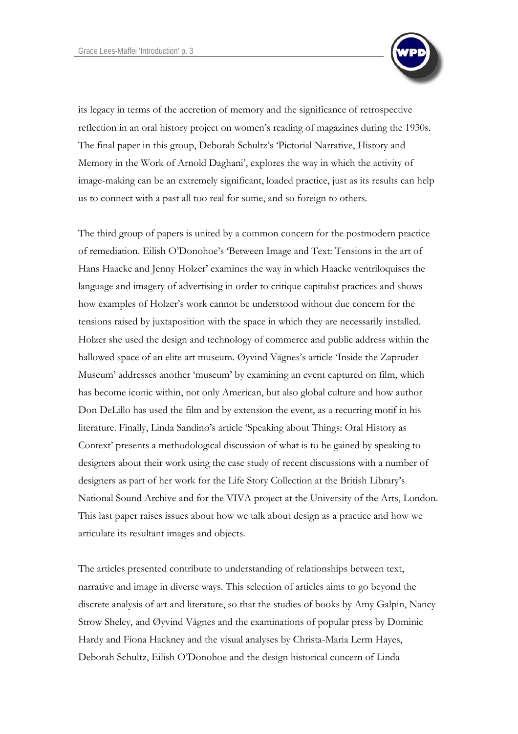its legacy in terms of the accretion of memory and the significance of retrospective reflection in an oral history project on women's reading of magazines during the 1930s. The final paper in this group, Deborah Schultz's 'Pictorial Narrative, History and Memory in the Work of Arnold Daghani', explores the way in which the activity of image-making can be an extremely significant, loaded practice, just as its results can help us to connect with a past all too real for some, and so foreign to others.

The third group of papers is united by a common concern for the postmodern practice of remediation. Eilish O'Donohoe's 'Between Image and Text: Tensions in the art of Hans Haacke and Jenny Holzer' examines the way in which Haacke ventriloquises the language and imagery of advertising in order to critique capitalist practices and shows how examples of Holzer's work cannot be understood without due concern for the tensions raised by juxtaposition with the space in which they are necessarily installed. Holzer she used the design and technology of commerce and public address within the hallowed space of an elite art museum. Øyvind Vågnes's article 'Inside the Zapruder Museum' addresses another 'museum' by examining an event captured on film, which has become iconic within, not only American, but also global culture and how author Don DeLillo has used the film and by extension the event, as a recurring motif in his literature. Finally, Linda Sandino's article 'Speaking about Things: Oral History as Context' presents a methodological discussion of what is to be gained by speaking to designers about their work using the case study of recent discussions with a number of designers as part of her work for the Life Story Collection at the British Library's National Sound Archive and for the VIVA project at the University of the Arts, London. This last paper raises issues about how we talk about design as a practice and how we articulate its resultant images and objects.

The articles presented contribute to understanding of relationships between text, narrative and image in diverse ways. This selection of articles aims to go beyond the discrete analysis of art and literature, so that the studies of books by Amy Galpin, Nancy Strow Sheley, and Øyvind Vågnes and the examinations of popular press by Dominic Hardy and Fiona Hackney and the visual analyses by Christa-Maria Lerm Hayes, Deborah Schultz, Eilish O'Donohoe and the design historical concern of Linda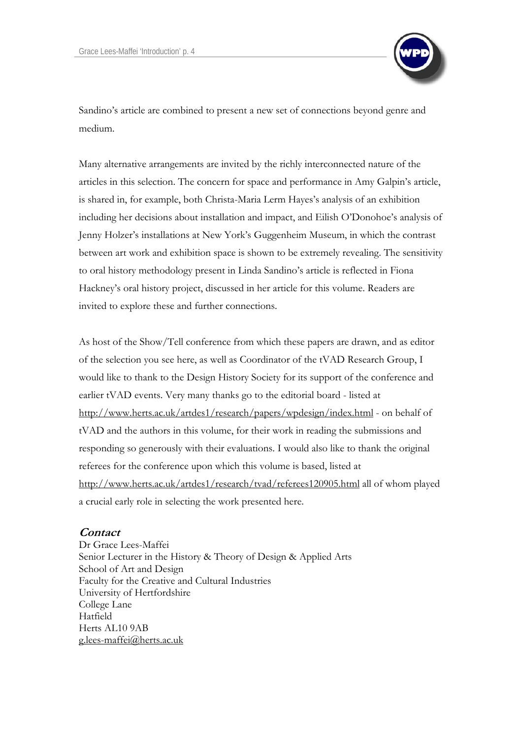Sandino's article are combined to present a new set of connections beyond genre and medium.

Many alternative arrangements are invited by the richly interconnected nature of the articles in this selection. The concern for space and performance in Amy Galpin's article, is shared in, for example, both Christa-Maria Lerm Hayes's analysis of an exhibition including her decisions about installation and impact, and Eilish O'Donohoe's analysis of Jenny Holzer's installations at New York's Guggenheim Museum, in which the contrast between art work and exhibition space is shown to be extremely revealing. The sensitivity to oral history methodology present in Linda Sandino's article is reflected in Fiona Hackney's oral history project, discussed in her article for this volume. Readers are invited to explore these and further connections.

As host of the Show/Tell conference from which these papers are drawn, and as editor of the selection you see here, as well as Coordinator of the tVAD Research Group, I would like to thank to the Design History Society for its support of the conference and earlier tVAD events. Very many thanks go to the editorial board - listed at http://www.herts.ac.uk/artdes1/research/papers/wpdesign/index.html - on behalf of tVAD and the authors in this volume, for their work in reading the submissions and responding so generously with their evaluations. I would also like to thank the original referees for the conference upon which this volume is based, listed at http://www.herts.ac.uk/artdes1/research/tvad/referees120905.html all of whom played a crucial early role in selecting the work presented here.

### *Contact*

Dr Grace Lees-Maffei
Senior Lecturer in the History & Theory of Design & Applied Arts
School of Art and Design
Faculty for the Creative and Cultural Industries
University of Hertfordshire
College Lane
Hatfield
Herts AL10 9AB
g.lees-maffei@herts.ac.uk